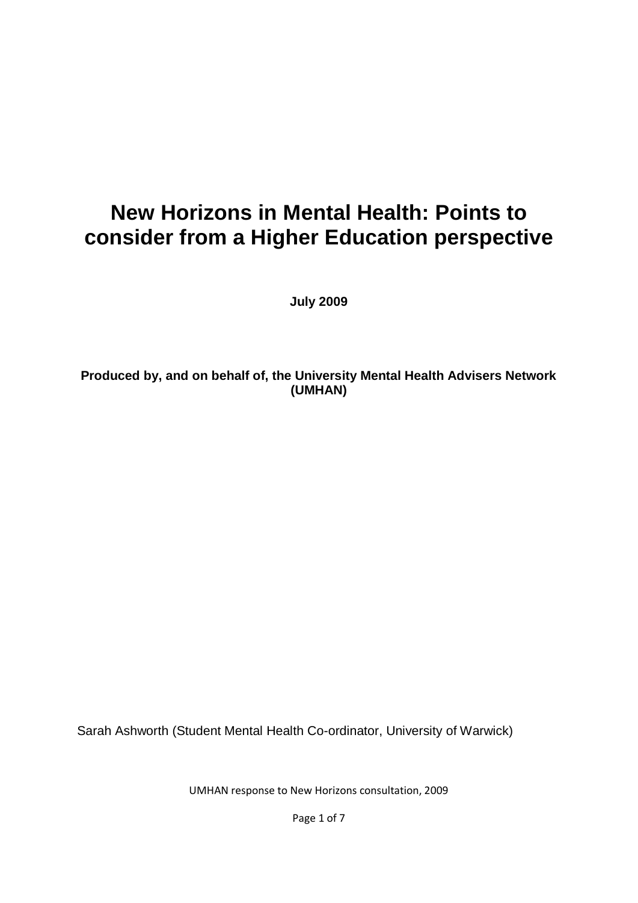# New Horizons in Mental Health: Points to consider from a Higher Education perspective

**July 2009**

**Produced by, and on behalf of, the University Mental Health Advisers Network (UMHAN)**

Sarah Ashworth (Student Mental Health Co-ordinator, University of Warwick)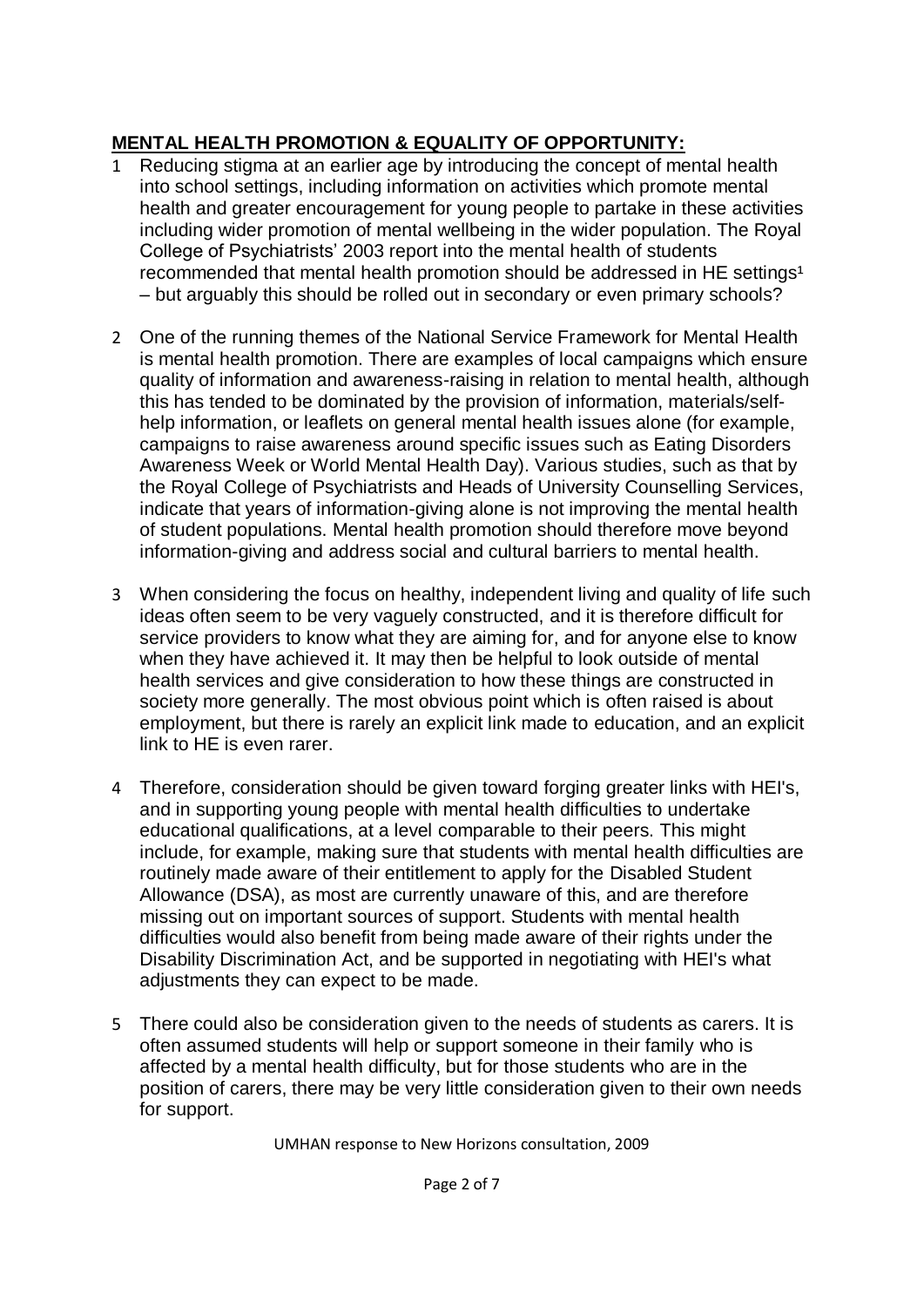**MENTAL HEALTH PROMOTION & EQUALITY OF OPPORTUNITY:**

1. Reducing stigma at an earlier age by introducing the concept of mental health into school settings, including information on activities which promote mental health and greater encouragement for young people to partake in these activities including wider promotion of mental wellbeing in the wider population. The Royal College of Psychiatrists' 2003 report into the mental health of students recommended that mental health promotion should be addressed in HE settings[1] – but arguably this should be rolled out in secondary or even primary schools?

2. One of the running themes of the National Service Framework for Mental Health is mental health promotion. There are examples of local campaigns which ensure quality of information and awareness-raising in relation to mental health, although this has tended to be dominated by the provision of information, materials/self-help information, or leaflets on general mental health issues alone (for example, campaigns to raise awareness around specific issues such as Eating Disorders Awareness Week or World Mental Health Day). Various studies, such as that by the Royal College of Psychiatrists and Heads of University Counselling Services, indicate that years of information-giving alone is not improving the mental health of student populations. Mental health promotion should therefore move beyond information-giving and address social and cultural barriers to mental health.

3. When considering the focus on healthy, independent living and quality of life such ideas often seem to be very vaguely constructed, and it is therefore difficult for service providers to know what they are aiming for, and for anyone else to know when they have achieved it. It may then be helpful to look outside of mental health services and give consideration to how these things are constructed in society more generally. The most obvious point which is often raised is about employment, but there is rarely an explicit link made to education, and an explicit link to HE is even rarer.

4. Therefore, consideration should be given toward forging greater links with HEI's, and in supporting young people with mental health difficulties to undertake educational qualifications, at a level comparable to their peers. This might include, for example, making sure that students with mental health difficulties are routinely made aware of their entitlement to apply for the Disabled Student Allowance (DSA), as most are currently unaware of this, and are therefore missing out on important sources of support. Students with mental health difficulties would also benefit from being made aware of their rights under the Disability Discrimination Act, and be supported in negotiating with HEI's what adjustments they can expect to be made.

5. There could also be consideration given to the needs of students as carers. It is often assumed students will help or support someone in their family who is affected by a mental health difficulty, but for those students who are in the position of carers, there may be very little consideration given to their own needs for support.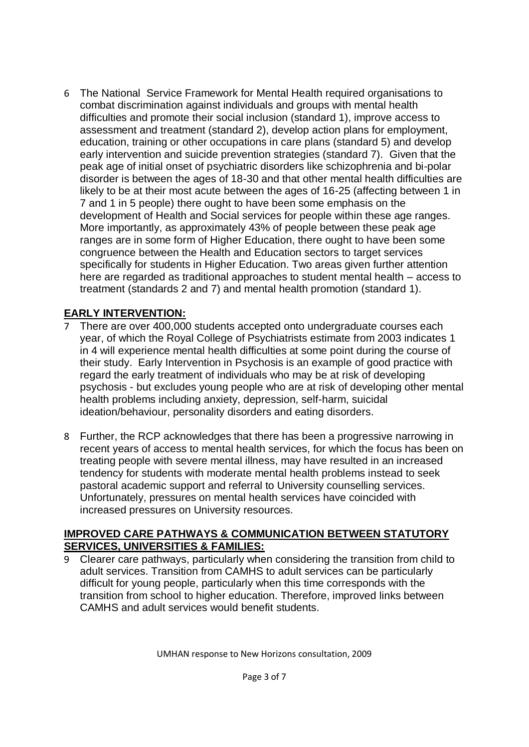6 The National Service Framework for Mental Health required organisations to combat discrimination against individuals and groups with mental health difficulties and promote their social inclusion (standard 1), improve access to assessment and treatment (standard 2), develop action plans for employment, education, training or other occupations in care plans (standard 5) and develop early intervention and suicide prevention strategies (standard 7). Given that the peak age of initial onset of psychiatric disorders like schizophrenia and bi-polar disorder is between the ages of 18-30 and that other mental health difficulties are likely to be at their most acute between the ages of 16-25 (affecting between 1 in 7 and 1 in 5 people) there ought to have been some emphasis on the development of Health and Social services for people within these age ranges. More importantly, as approximately 43% of people between these peak age ranges are in some form of Higher Education, there ought to have been some congruence between the Health and Education sectors to target services specifically for students in Higher Education. Two areas given further attention here are regarded as traditional approaches to student mental health – access to treatment (standards 2 and 7) and mental health promotion (standard 1).

## EARLY INTERVENTION:

7 There are over 400,000 students accepted onto undergraduate courses each year, of which the Royal College of Psychiatrists estimate from 2003 indicates 1 in 4 will experience mental health difficulties at some point during the course of their study. Early Intervention in Psychosis is an example of good practice with regard the early treatment of individuals who may be at risk of developing psychosis - but excludes young people who are at risk of developing other mental health problems including anxiety, depression, self-harm, suicidal ideation/behaviour, personality disorders and eating disorders.

8 Further, the RCP acknowledges that there has been a progressive narrowing in recent years of access to mental health services, for which the focus has been on treating people with severe mental illness, may have resulted in an increased tendency for students with moderate mental health problems instead to seek pastoral academic support and referral to University counselling services. Unfortunately, pressures on mental health services have coincided with increased pressures on University resources.

## IMPROVED CARE PATHWAYS & COMMUNICATION BETWEEN STATUTORY SERVICES, UNIVERSITIES & FAMILIES:

9 Clearer care pathways, particularly when considering the transition from child to adult services. Transition from CAMHS to adult services can be particularly difficult for young people, particularly when this time corresponds with the transition from school to higher education. Therefore, improved links between CAMHS and adult services would benefit students.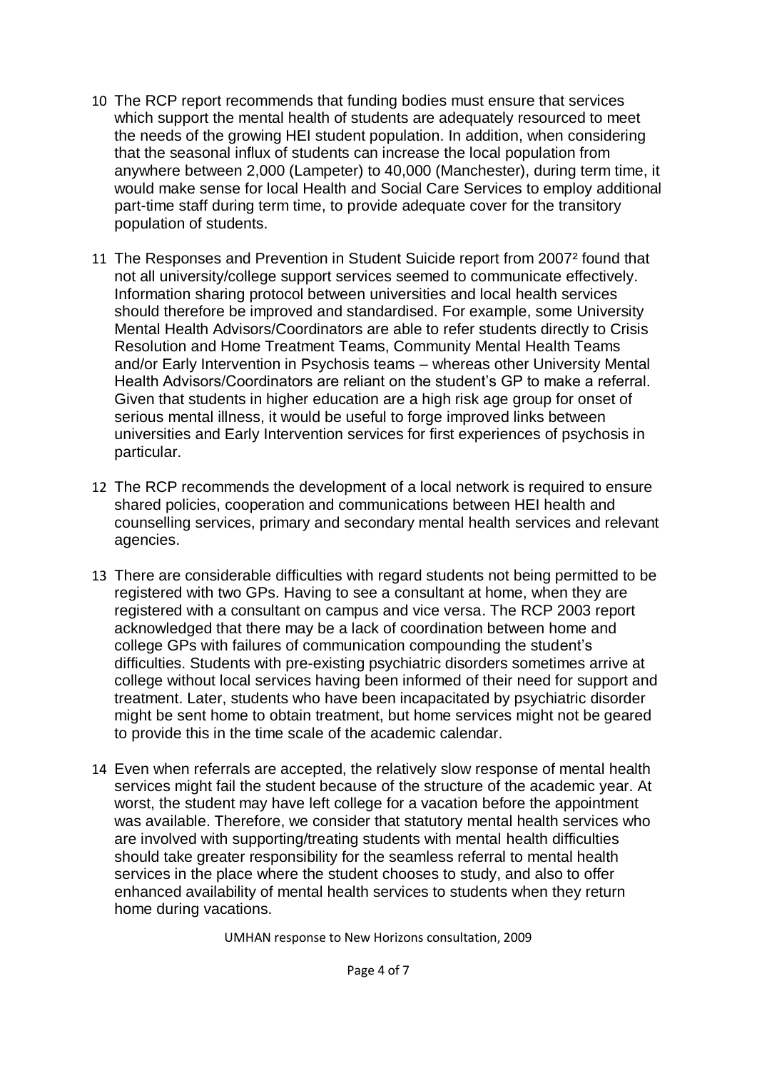10 The RCP report recommends that funding bodies must ensure that services which support the mental health of students are adequately resourced to meet the needs of the growing HEI student population. In addition, when considering that the seasonal influx of students can increase the local population from anywhere between 2,000 (Lampeter) to 40,000 (Manchester), during term time, it would make sense for local Health and Social Care Services to employ additional part-time staff during term time, to provide adequate cover for the transitory population of students.

11 The Responses and Prevention in Student Suicide report from 2007[2] found that not all university/college support services seemed to communicate effectively. Information sharing protocol between universities and local health services should therefore be improved and standardised. For example, some University Mental Health Advisors/Coordinators are able to refer students directly to Crisis Resolution and Home Treatment Teams, Community Mental Health Teams and/or Early Intervention in Psychosis teams – whereas other University Mental Health Advisors/Coordinators are reliant on the student's GP to make a referral. Given that students in higher education are a high risk age group for onset of serious mental illness, it would be useful to forge improved links between universities and Early Intervention services for first experiences of psychosis in particular.

12 The RCP recommends the development of a local network is required to ensure shared policies, cooperation and communications between HEI health and counselling services, primary and secondary mental health services and relevant agencies.

13 There are considerable difficulties with regard students not being permitted to be registered with two GPs. Having to see a consultant at home, when they are registered with a consultant on campus and vice versa. The RCP 2003 report acknowledged that there may be a lack of coordination between home and college GPs with failures of communication compounding the student's difficulties. Students with pre-existing psychiatric disorders sometimes arrive at college without local services having been informed of their need for support and treatment. Later, students who have been incapacitated by psychiatric disorder might be sent home to obtain treatment, but home services might not be geared to provide this in the time scale of the academic calendar.

14 Even when referrals are accepted, the relatively slow response of mental health services might fail the student because of the structure of the academic year. At worst, the student may have left college for a vacation before the appointment was available. Therefore, we consider that statutory mental health services who are involved with supporting/treating students with mental health difficulties should take greater responsibility for the seamless referral to mental health services in the place where the student chooses to study, and also to offer enhanced availability of mental health services to students when they return home during vacations.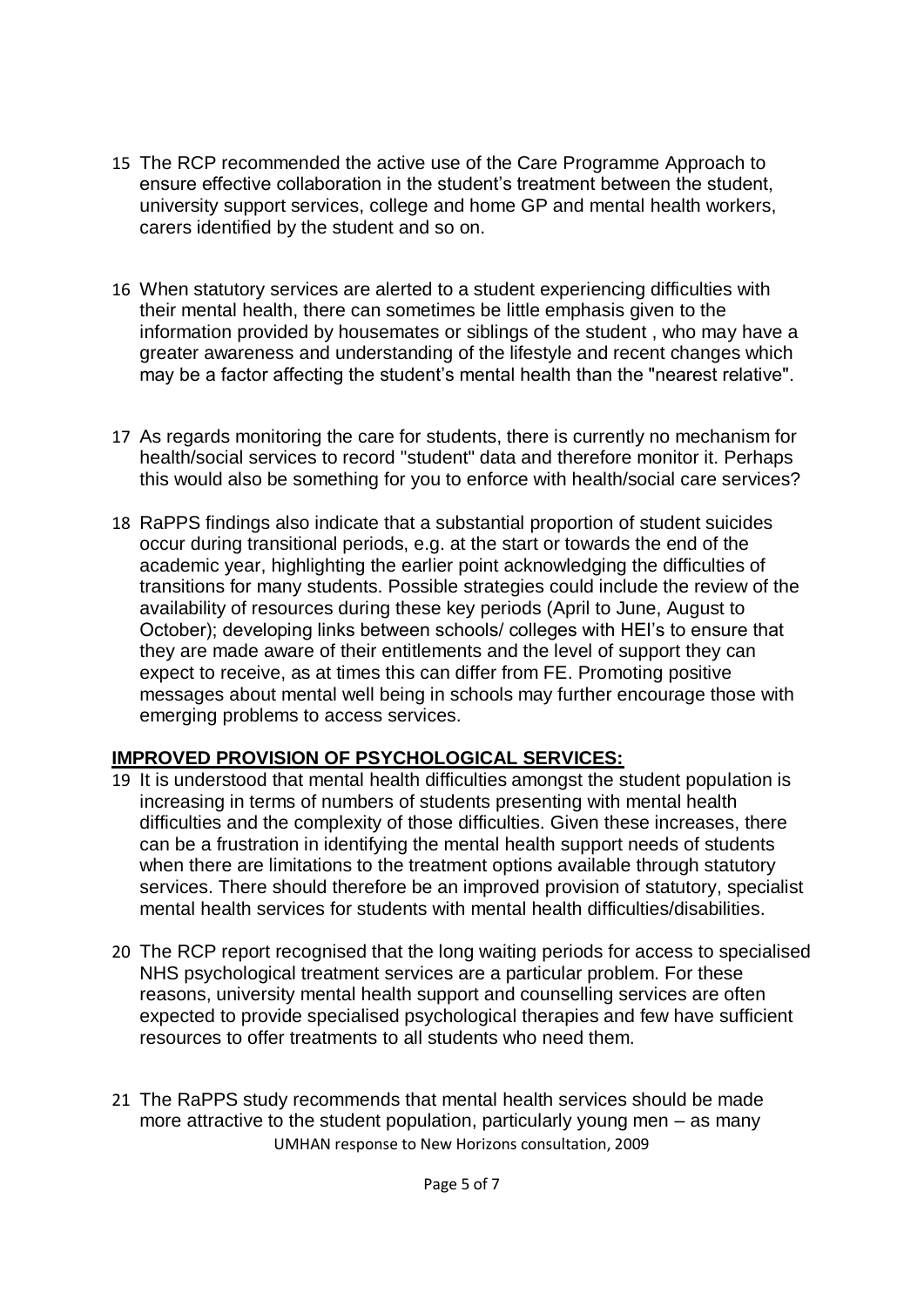15 The RCP recommended the active use of the Care Programme Approach to ensure effective collaboration in the student's treatment between the student, university support services, college and home GP and mental health workers, carers identified by the student and so on.

16 When statutory services are alerted to a student experiencing difficulties with their mental health, there can sometimes be little emphasis given to the information provided by housemates or siblings of the student , who may have a greater awareness and understanding of the lifestyle and recent changes which may be a factor affecting the student's mental health than the "nearest relative".

17 As regards monitoring the care for students, there is currently no mechanism for health/social services to record "student" data and therefore monitor it. Perhaps this would also be something for you to enforce with health/social care services?

18 RaPPS findings also indicate that a substantial proportion of student suicides occur during transitional periods, e.g. at the start or towards the end of the academic year, highlighting the earlier point acknowledging the difficulties of transitions for many students. Possible strategies could include the review of the availability of resources during these key periods (April to June, August to October); developing links between schools/ colleges with HEI's to ensure that they are made aware of their entitlements and the level of support they can expect to receive, as at times this can differ from FE. Promoting positive messages about mental well being in schools may further encourage those with emerging problems to access services.

**IMPROVED PROVISION OF PSYCHOLOGICAL SERVICES:**

19 It is understood that mental health difficulties amongst the student population is increasing in terms of numbers of students presenting with mental health difficulties and the complexity of those difficulties. Given these increases, there can be a frustration in identifying the mental health support needs of students when there are limitations to the treatment options available through statutory services. There should therefore be an improved provision of statutory, specialist mental health services for students with mental health difficulties/disabilities.

20 The RCP report recognised that the long waiting periods for access to specialised NHS psychological treatment services are a particular problem. For these reasons, university mental health support and counselling services are often expected to provide specialised psychological therapies and few have sufficient resources to offer treatments to all students who need them.

21 The RaPPS study recommends that mental health services should be made more attractive to the student population, particularly young men – as many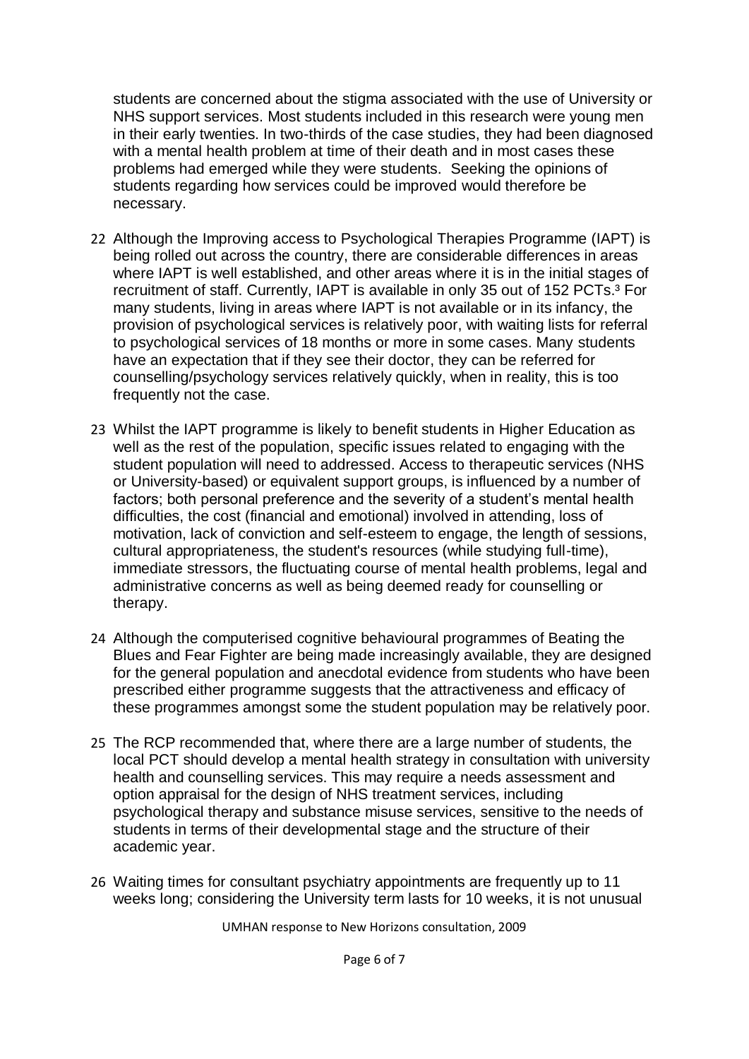students are concerned about the stigma associated with the use of University or NHS support services. Most students included in this research were young men in their early twenties. In two-thirds of the case studies, they had been diagnosed with a mental health problem at time of their death and in most cases these problems had emerged while they were students. Seeking the opinions of students regarding how services could be improved would therefore be necessary.

22 Although the Improving access to Psychological Therapies Programme (IAPT) is being rolled out across the country, there are considerable differences in areas where IAPT is well established, and other areas where it is in the initial stages of recruitment of staff. Currently, IAPT is available in only 35 out of 152 PCTs.[3] For many students, living in areas where IAPT is not available or in its infancy, the provision of psychological services is relatively poor, with waiting lists for referral to psychological services of 18 months or more in some cases. Many students have an expectation that if they see their doctor, they can be referred for counselling/psychology services relatively quickly, when in reality, this is too frequently not the case.

23 Whilst the IAPT programme is likely to benefit students in Higher Education as well as the rest of the population, specific issues related to engaging with the student population will need to addressed. Access to therapeutic services (NHS or University-based) or equivalent support groups, is influenced by a number of factors; both personal preference and the severity of a student's mental health difficulties, the cost (financial and emotional) involved in attending, loss of motivation, lack of conviction and self-esteem to engage, the length of sessions, cultural appropriateness, the student's resources (while studying full-time), immediate stressors, the fluctuating course of mental health problems, legal and administrative concerns as well as being deemed ready for counselling or therapy.

24 Although the computerised cognitive behavioural programmes of Beating the Blues and Fear Fighter are being made increasingly available, they are designed for the general population and anecdotal evidence from students who have been prescribed either programme suggests that the attractiveness and efficacy of these programmes amongst some the student population may be relatively poor.

25 The RCP recommended that, where there are a large number of students, the local PCT should develop a mental health strategy in consultation with university health and counselling services. This may require a needs assessment and option appraisal for the design of NHS treatment services, including psychological therapy and substance misuse services, sensitive to the needs of students in terms of their developmental stage and the structure of their academic year.

26 Waiting times for consultant psychiatry appointments are frequently up to 11 weeks long; considering the University term lasts for 10 weeks, it is not unusual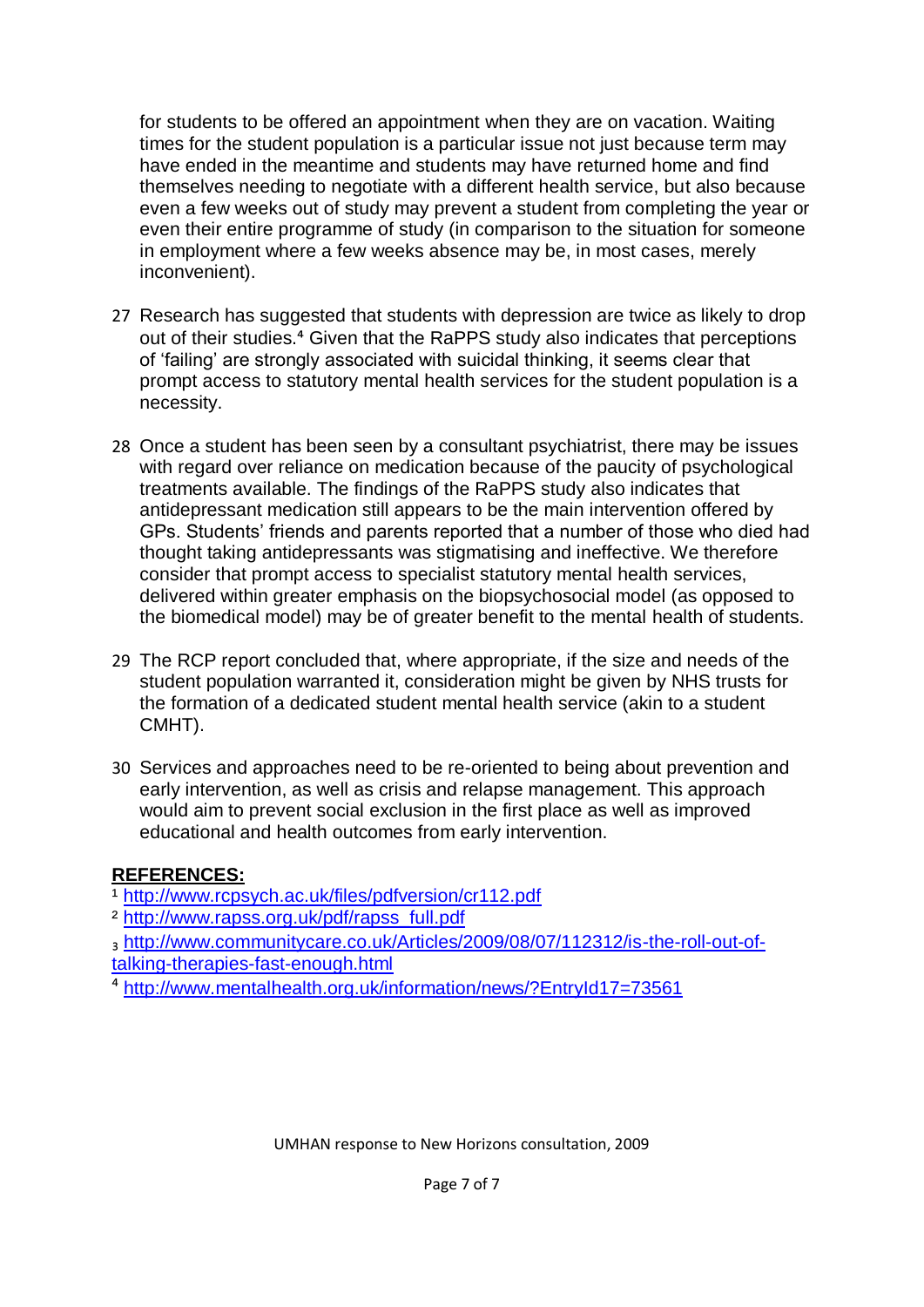for students to be offered an appointment when they are on vacation. Waiting times for the student population is a particular issue not just because term may have ended in the meantime and students may have returned home and find themselves needing to negotiate with a different health service, but also because even a few weeks out of study may prevent a student from completing the year or even their entire programme of study (in comparison to the situation for someone in employment where a few weeks absence may be, in most cases, merely inconvenient).

27 Research has suggested that students with depression are twice as likely to drop out of their studies.[4] Given that the RaPPS study also indicates that perceptions of 'failing' are strongly associated with suicidal thinking, it seems clear that prompt access to statutory mental health services for the student population is a necessity.

28 Once a student has been seen by a consultant psychiatrist, there may be issues with regard over reliance on medication because of the paucity of psychological treatments available. The findings of the RaPPS study also indicates that antidepressant medication still appears to be the main intervention offered by GPs. Students' friends and parents reported that a number of those who died had thought taking antidepressants was stigmatising and ineffective. We therefore consider that prompt access to specialist statutory mental health services, delivered within greater emphasis on the biopsychosocial model (as opposed to the biomedical model) may be of greater benefit to the mental health of students.

29 The RCP report concluded that, where appropriate, if the size and needs of the student population warranted it, consideration might be given by NHS trusts for the formation of a dedicated student mental health service (akin to a student CMHT).

30 Services and approaches need to be re-oriented to being about prevention and early intervention, as well as crisis and relapse management. This approach would aim to prevent social exclusion in the first place as well as improved educational and health outcomes from early intervention.

**REFERENCES:**

[1] http://www.rcpsych.ac.uk/files/pdfversion/cr112.pdf

[2] http://www.rapss.org.uk/pdf/rapss_full.pdf

[3] http://www.communitycare.co.uk/Articles/2009/08/07/112312/is-the-roll-out-of-talking-therapies-fast-enough.html

[4] http://www.mentalhealth.org.uk/information/news/?EntryId17=73561

UMHAN response to New Horizons consultation, 2009